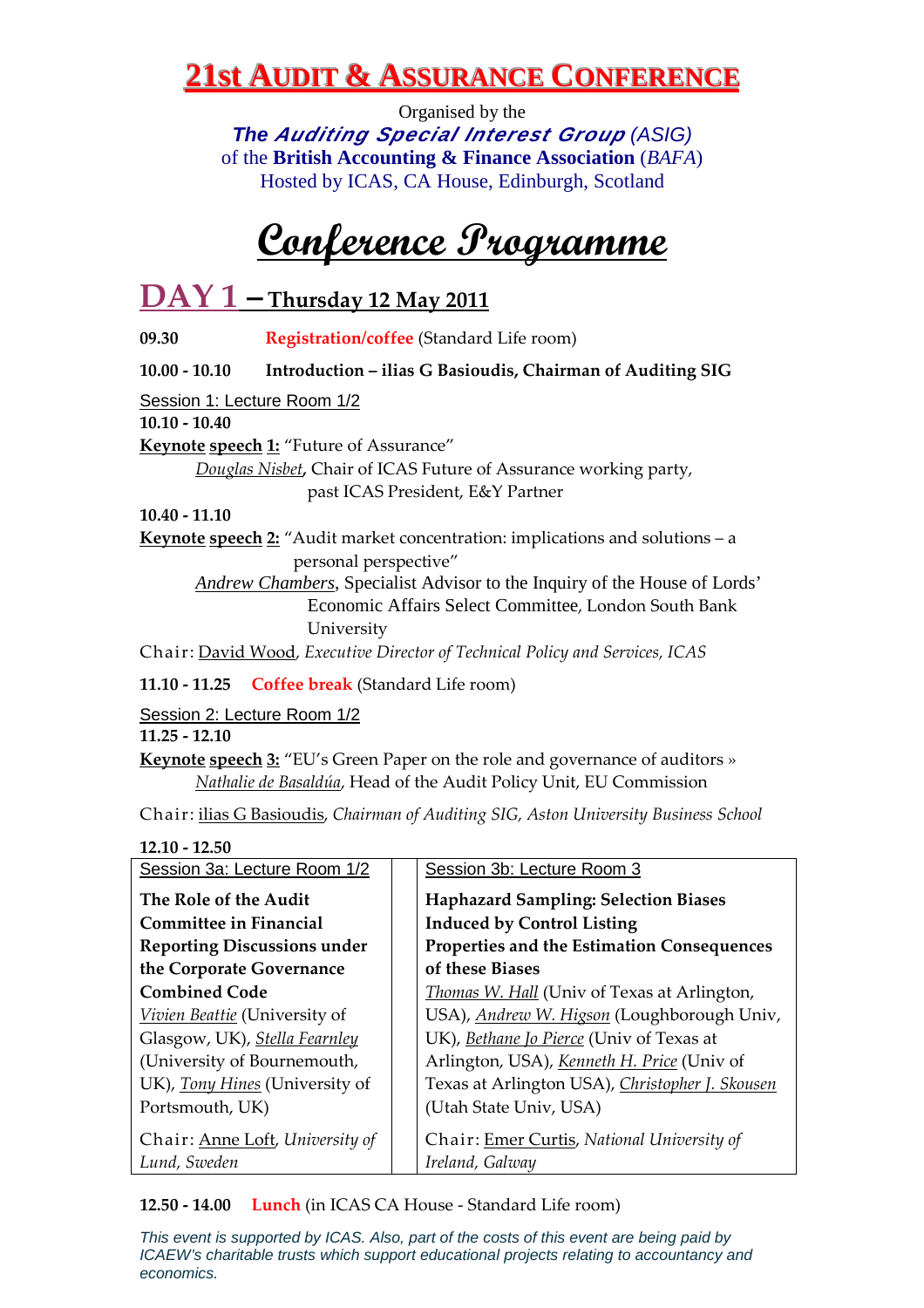# 21st Audit & Assurance Conference

Organised by the
*The Auditing Special Interest Group* (ASIG)
of the **British Accounting & Finance Association** (*BAFA*)
Hosted by ICAS, CA House, Edinburgh, Scotland

# Conference Programme

## DAY 1 – Thursday 12 May 2011

**09.30** **Registration/coffee** (Standard Life room)

**10.00 - 10.10** **Introduction – ilias G Basioudis, Chairman of Auditing SIG**

Session 1: Lecture Room 1/2

**10.10 - 10.40**

**Keynote speech 1:** "Future of Assurance"
*Douglas Nisbet*, Chair of ICAS Future of Assurance working party, past ICAS President, E&Y Partner

**10.40 - 11.10**

**Keynote speech 2:** "Audit market concentration: implications and solutions – a personal perspective"
*Andrew Chambers*, Specialist Advisor to the Inquiry of the House of Lords' Economic Affairs Select Committee, London South Bank University

Chair: David Wood, *Executive Director of Technical Policy and Services, ICAS*

**11.10 - 11.25** **Coffee break** (Standard Life room)

Session 2: Lecture Room 1/2

**11.25 - 12.10**

**Keynote speech 3:** "EU's Green Paper on the role and governance of auditors »
*Nathalie de Basaldúa*, Head of the Audit Policy Unit, EU Commission

Chair: ilias G Basioudis, *Chairman of Auditing SIG, Aston University Business School*

**12.10 - 12.50**

| Session 3a: Lecture Room 1/2 | Session 3b: Lecture Room 3 |
|---|---|
| **The Role of the Audit Committee in Financial Reporting Discussions under the Corporate Governance Combined Code**<br>*Vivien Beattie* (University of Glasgow, UK), *Stella Fearnley* (University of Bournemouth, UK), *Tony Hines* (University of Portsmouth, UK) | **Haphazard Sampling: Selection Biases Induced by Control Listing Properties and the Estimation Consequences of these Biases**<br>*Thomas W. Hall* (Univ of Texas at Arlington, USA), *Andrew W. Higson* (Loughborough Univ, UK), *Bethane Jo Pierce* (Univ of Texas at Arlington, USA), *Kenneth H. Price* (Univ of Texas at Arlington USA), *Christopher J. Skousen* (Utah State Univ, USA) |
| Chair: Anne Loft, *University of Lund, Sweden* | Chair: Emer Curtis, *National University of Ireland, Galway* |

**12.50 - 14.00** **Lunch** (in ICAS CA House - Standard Life room)

*This event is supported by ICAS. Also, part of the costs of this event are being paid by ICAEW's charitable trusts which support educational projects relating to accountancy and economics.*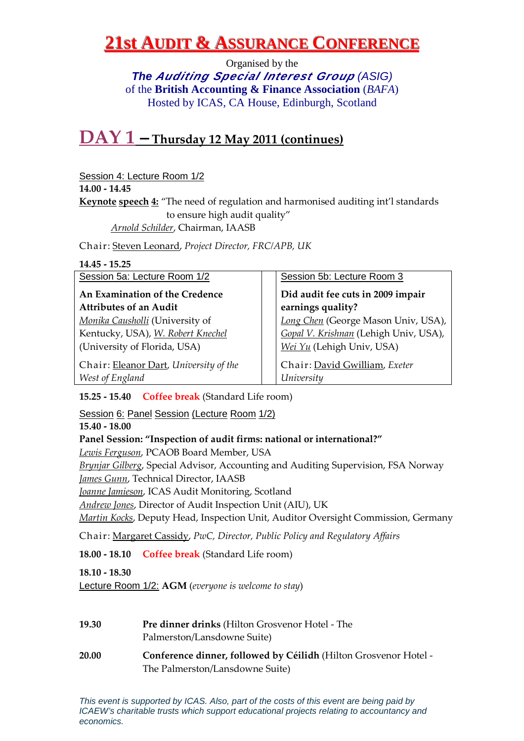# 21st Audit & Assurance Conference

Organised by the
***The Auditing Special Interest Group*** (ASIG)
of the **British Accounting & Finance Association** (*BAFA*)
Hosted by ICAS, CA House, Edinburgh, Scotland

## DAY 1 – Thursday 12 May 2011 (continues)

Session 4: Lecture Room 1/2
**14.00 - 14.45**
**Keynote speech 4:** "The need of regulation and harmonised auditing int'l standards to ensure high audit quality"
*Arnold Schilder*, Chairman, IAASB

Chair: Steven Leonard, *Project Director, FRC/APB, UK*

**14.45 - 15.25**

| Session 5a: Lecture Room 1/2 | Session 5b: Lecture Room 3 |
|---|---|
| **An Examination of the Credence Attributes of an Audit**<br>*Monika Causholli* (University of Kentucky, USA), *W. Robert Knechel* (University of Florida, USA) | **Did audit fee cuts in 2009 impair earnings quality?**<br>*Long Chen* (George Mason Univ, USA), *Gopal V. Krishnan* (Lehigh Univ, USA), *Wei Yu* (Lehigh Univ, USA) |
| Chair: Eleanor Dart, *University of the West of England* | Chair: David Gwilliam, *Exeter University* |

**15.25 - 15.40** Coffee break (Standard Life room)

Session 6: Panel Session (Lecture Room 1/2)
**15.40 - 18.00**
**Panel Session: "Inspection of audit firms: national or international?"**
*Lewis Ferguson*, PCAOB Board Member, USA
*Brynjar Gilberg*, Special Advisor, Accounting and Auditing Supervision, FSA Norway
*James Gunn*, Technical Director, IAASB
*Joanne Jamieson*, ICAS Audit Monitoring, Scotland
*Andrew Jones*, Director of Audit Inspection Unit (AIU), UK
*Martin Kocks*, Deputy Head, Inspection Unit, Auditor Oversight Commission, Germany

Chair: Margaret Cassidy, *PwC, Director, Public Policy and Regulatory Affairs*

**18.00 - 18.10** Coffee break (Standard Life room)

**18.10 - 18.30**
Lecture Room 1/2: **AGM** (*everyone is welcome to stay*)

**19.30** **Pre dinner drinks** (Hilton Grosvenor Hotel - The Palmerston/Lansdowne Suite)

**20.00** **Conference dinner, followed by Céilidh** (Hilton Grosvenor Hotel - The Palmerston/Lansdowne Suite)

*This event is supported by ICAS. Also, part of the costs of this event are being paid by ICAEW's charitable trusts which support educational projects relating to accountancy and economics.*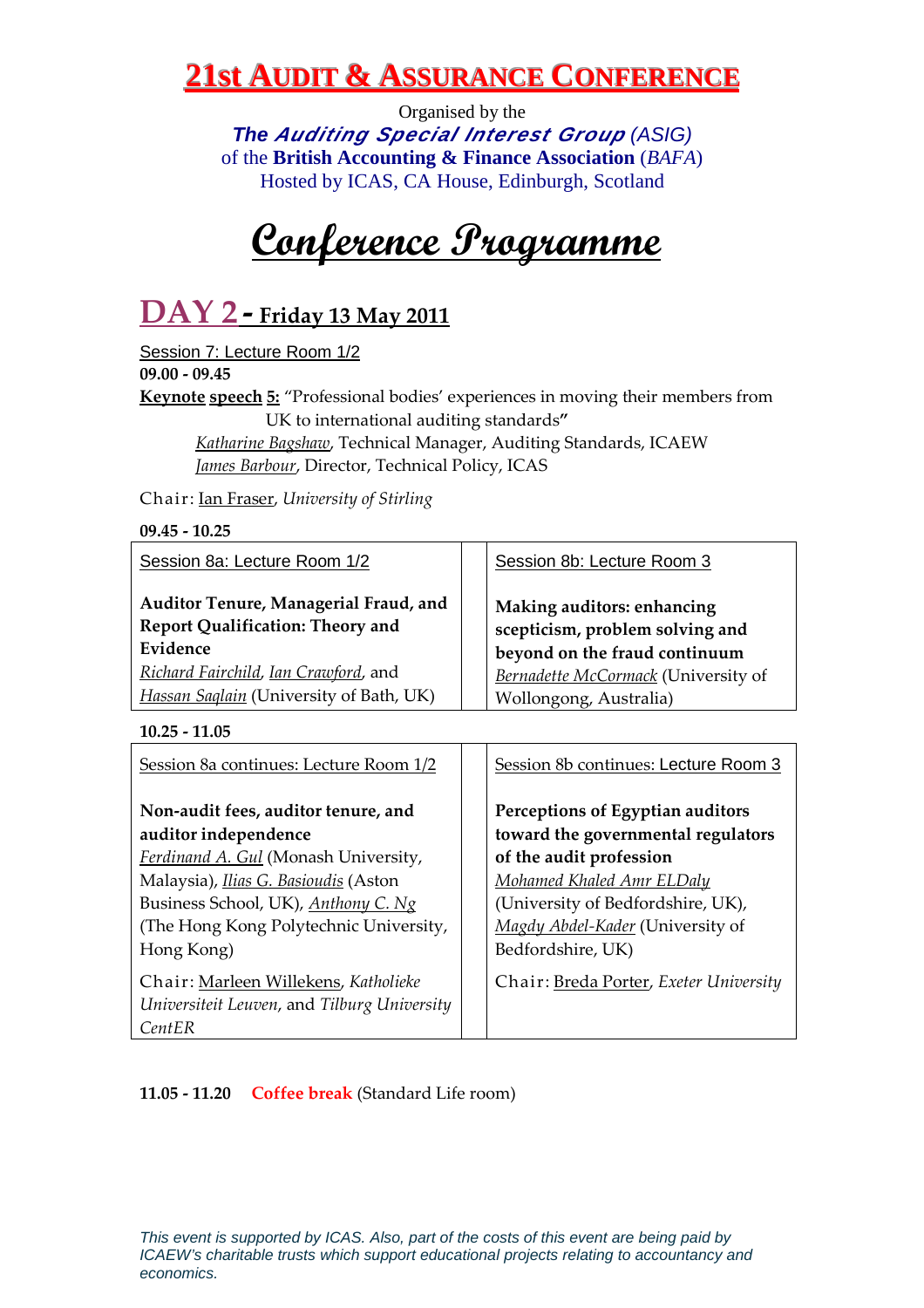# 21st AUDIT & ASSURANCE CONFERENCE

Organised by the

***The Auditing Special Interest Group*** (ASIG)
of the **British Accounting & Finance Association** (*BAFA*)
Hosted by ICAS, CA House, Edinburgh, Scotland

# Conference Programme

## DAY 2 - Friday 13 May 2011

Session 7: Lecture Room 1/2

**09.00 - 09.45**

**Keynote speech 5:** "Professional bodies' experiences in moving their members from UK to international auditing standards"

*Katharine Bagshaw*, Technical Manager, Auditing Standards, ICAEW
*James Barbour*, Director, Technical Policy, ICAS

Chair: Ian Fraser, *University of Stirling*

**09.45 - 10.25**

| Session 8a: Lecture Room 1/2 | Session 8b: Lecture Room 3 |
|---|---|
| **Auditor Tenure, Managerial Fraud, and Report Qualification: Theory and Evidence**<br>*Richard Fairchild*, *Ian Crawford*, and *Hassan Saqlain* (University of Bath, UK) | **Making auditors: enhancing scepticism, problem solving and beyond on the fraud continuum**<br>*Bernadette McCormack* (University of Wollongong, Australia) |

**10.25 - 11.05**

| Session 8a continues: Lecture Room 1/2 | Session 8b continues: Lecture Room 3 |
|---|---|
| **Non-audit fees, auditor tenure, and auditor independence**<br>*Ferdinand A. Gul* (Monash University, Malaysia), *Ilias G. Basioudis* (Aston Business School, UK), *Anthony C. Ng* (The Hong Kong Polytechnic University, Hong Kong) | **Perceptions of Egyptian auditors toward the governmental regulators of the audit profession**<br>*Mohamed Khaled Amr ELDaly* (University of Bedfordshire, UK), *Magdy Abdel-Kader* (University of Bedfordshire, UK) |
| Chair: Marleen Willekens, *Katholieke Universiteit Leuven*, and *Tilburg University CentER* | Chair: Breda Porter, *Exeter University* |

**11.05 - 11.20** Coffee break (Standard Life room)

*This event is supported by ICAS. Also, part of the costs of this event are being paid by ICAEW's charitable trusts which support educational projects relating to accountancy and economics.*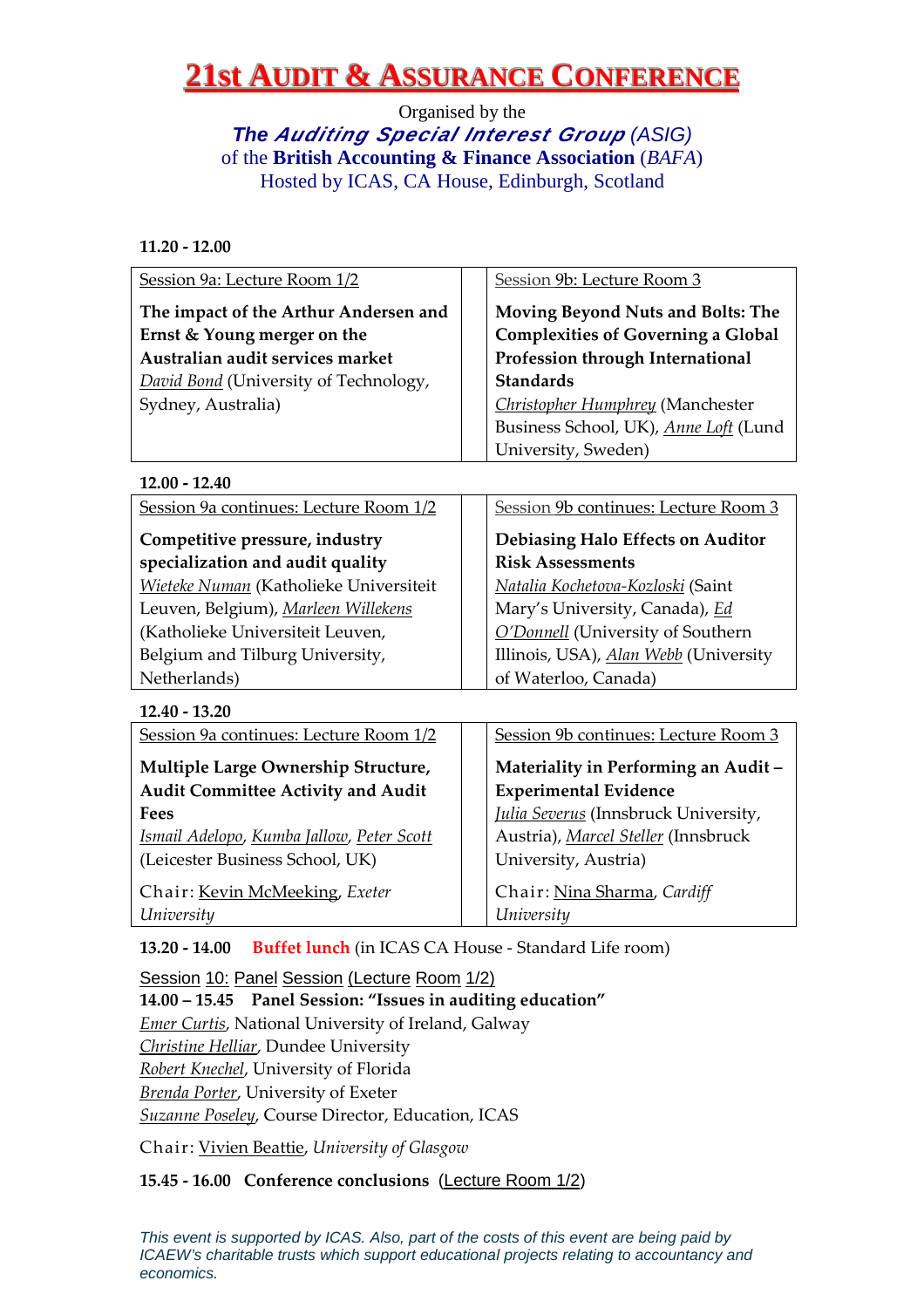# 21st Audit & Assurance Conference

Organised by the

***The Auditing Special Interest Group*** *(ASIG)*

of the **British Accounting & Finance Association** (*BAFA*)

Hosted by ICAS, CA House, Edinburgh, Scotland

**11.20 - 12.00**

| Session 9a: Lecture Room 1/2 | Session 9b: Lecture Room 3 |
|---|---|
| **The impact of the Arthur Andersen and Ernst & Young merger on the Australian audit services market**<br>*David Bond* (University of Technology, Sydney, Australia) | **Moving Beyond Nuts and Bolts: The Complexities of Governing a Global Profession through International Standards**<br>*Christopher Humphrey* (Manchester Business School, UK), *Anne Loft* (Lund University, Sweden) |

**12.00 - 12.40**

| Session 9a continues: Lecture Room 1/2 | Session 9b continues: Lecture Room 3 |
|---|---|
| **Competitive pressure, industry specialization and audit quality**<br>*Wieteke Numan* (Katholieke Universiteit Leuven, Belgium), *Marleen Willekens* (Katholieke Universiteit Leuven, Belgium and Tilburg University, Netherlands) | **Debiasing Halo Effects on Auditor Risk Assessments**<br>*Natalia Kochetova-Kozloski* (Saint Mary's University, Canada), *Ed O'Donnell* (University of Southern Illinois, USA), *Alan Webb* (University of Waterloo, Canada) |

**12.40 - 13.20**

| Session 9a continues: Lecture Room 1/2 | Session 9b continues: Lecture Room 3 |
|---|---|
| **Multiple Large Ownership Structure, Audit Committee Activity and Audit Fees**<br>*Ismail Adelopo*, *Kumba Jallow*, *Peter Scott* (Leicester Business School, UK)<br><br>Chair: Kevin McMeeking, *Exeter University* | **Materiality in Performing an Audit – Experimental Evidence**<br>*Julia Severus* (Innsbruck University, Austria), *Marcel Steller* (Innsbruck University, Austria)<br><br>Chair: Nina Sharma, *Cardiff University* |

**13.20 - 14.00** **Buffet lunch** (in ICAS CA House - Standard Life room)

Session 10: Panel Session (Lecture Room 1/2)

**14.00 – 15.45 Panel Session: "Issues in auditing education"**

*Emer Curtis*, National University of Ireland, Galway
*Christine Helliar*, Dundee University
*Robert Knechel*, University of Florida
*Brenda Porter*, University of Exeter
*Suzanne Poseley*, Course Director, Education, ICAS

Chair: Vivien Beattie, *University of Glasgow*

**15.45 - 16.00 Conference conclusions** (Lecture Room 1/2)

*This event is supported by ICAS. Also, part of the costs of this event are being paid by ICAEW's charitable trusts which support educational projects relating to accountancy and economics.*